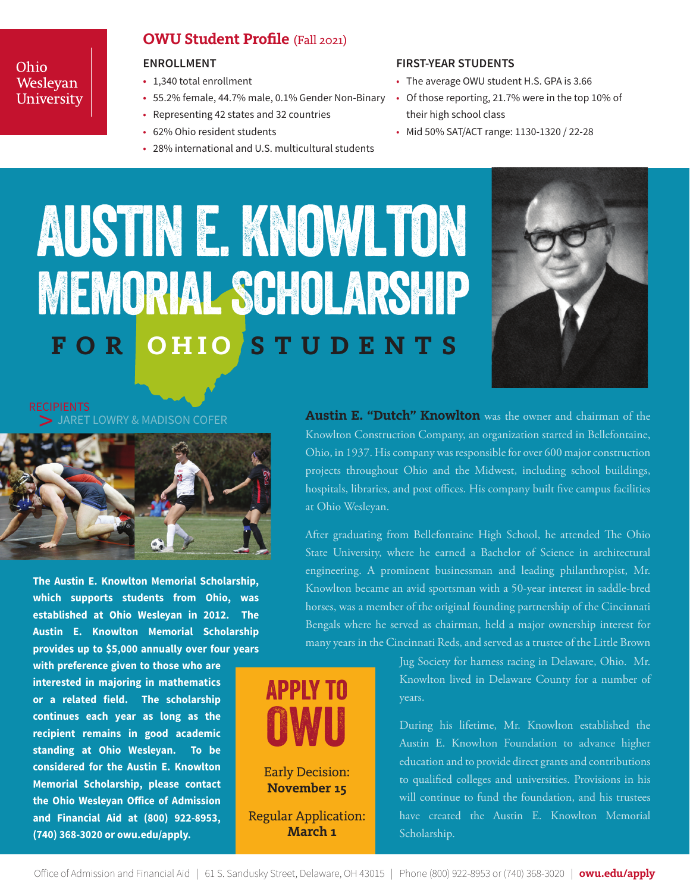Ohio Wesleyan University

## OWU Student Profile (Fall 2021)

### ENROLLMENT

- 1,340 total enrollment
- 55.2% female, 44.7% male, 0.1% Gender Non-Binary
- Representing 42 states and 32 countries
- 62% Ohio resident students
- 28% international and U.S. multicultural students

### FIRST-YEAR STUDENTS

- The average OWU student H.S. GPA is 3.66
- Of those reporting, 21.7% were in the top 10% of their high school class
- Mid 50% SAT/ACT range: 1130-1320 / 22-28

# AUSTIN E. KNOWLTON MEMORIAL SCHOLARSHIP

## FOR OHIO STUDENTS

RECIPIENTS
> JARET LOWRY & MADISON COFER

**The Austin E. Knowlton Memorial Scholarship, which supports students from Ohio, was established at Ohio Wesleyan in 2012. The Austin E. Knowlton Memorial Scholarship provides up to $5,000 annually over four years with preference given to those who are interested in majoring in mathematics or a related field. The scholarship continues each year as long as the recipient remains in good academic standing at Ohio Wesleyan. To be considered for the Austin E. Knowlton Memorial Scholarship, please contact the Ohio Wesleyan Office of Admission and Financial Aid at (800) 922-8953, (740) 368-3020 or owu.edu/apply.**

**Austin E. "Dutch" Knowlton** was the owner and chairman of the Knowlton Construction Company, an organization started in Bellefontaine, Ohio, in 1937. His company was responsible for over 600 major construction projects throughout Ohio and the Midwest, including school buildings, hospitals, libraries, and post offices. His company built five campus facilities at Ohio Wesleyan.

After graduating from Bellefontaine High School, he attended The Ohio State University, where he earned a Bachelor of Science in architectural engineering. A prominent businessman and leading philanthropist, Mr. Knowlton became an avid sportsman with a 50-year interest in saddle-bred horses, was a member of the original founding partnership of the Cincinnati Bengals where he served as chairman, held a major ownership interest for many years in the Cincinnati Reds, and served as a trustee of the Little Brown Jug Society for harness racing in Delaware, Ohio. Mr. Knowlton lived in Delaware County for a number of years.

During his lifetime, Mr. Knowlton established the Austin E. Knowlton Foundation to advance higher education and to provide direct grants and contributions to qualified colleges and universities. Provisions in his will continue to fund the foundation, and his trustees have created the Austin E. Knowlton Memorial Scholarship.

## APPLY TO OWU

Early Decision:
**November 15**

Regular Application:
**March 1**

Office of Admission and Financial Aid | 61 S. Sandusky Street, Delaware, OH 43015 | Phone (800) 922-8953 or (740) 368-3020 | **owu.edu/apply**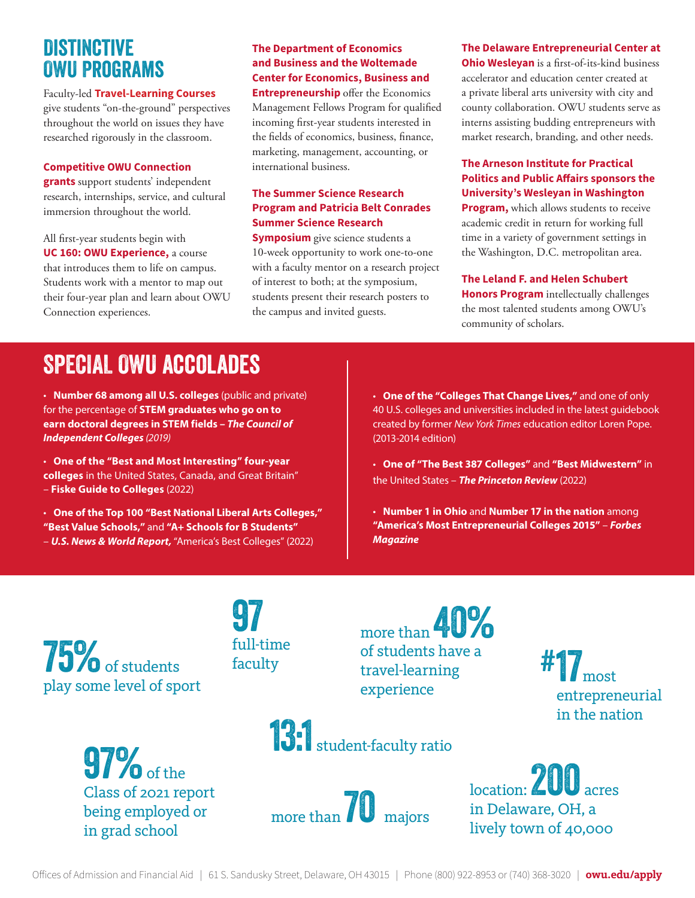# DISTINCTIVE OWU PROGRAMS

Faculty-led **Travel-Learning Courses** give students "on-the-ground" perspectives throughout the world on issues they have researched rigorously in the classroom.

**Competitive OWU Connection grants** support students' independent research, internships, service, and cultural immersion throughout the world.

All first-year students begin with **UC 160: OWU Experience,** a course that introduces them to life on campus. Students work with a mentor to map out their four-year plan and learn about OWU Connection experiences.

**The Department of Economics and Business and the Woltemade Center for Economics, Business and Entrepreneurship** offer the Economics Management Fellows Program for qualified incoming first-year students interested in the fields of economics, business, finance, marketing, management, accounting, or international business.

**The Summer Science Research Program and Patricia Belt Conrades Summer Science Research Symposium** give science students a 10-week opportunity to work one-to-one with a faculty mentor on a research project of interest to both; at the symposium, students present their research posters to the campus and invited guests.

**The Delaware Entrepreneurial Center at Ohio Wesleyan** is a first-of-its-kind business accelerator and education center created at a private liberal arts university with city and county collaboration. OWU students serve as interns assisting budding entrepreneurs with market research, branding, and other needs.

**The Arneson Institute for Practical Politics and Public Affairs sponsors the University's Wesleyan in Washington Program,** which allows students to receive academic credit in return for working full time in a variety of government settings in the Washington, D.C. metropolitan area.

**The Leland F. and Helen Schubert Honors Program** intellectually challenges the most talented students among OWU's community of scholars.

# SPECIAL OWU ACCOLADES

- **Number 68 among all U.S. colleges** (public and private) for the percentage of **STEM graduates who go on to earn doctoral degrees in STEM fields – *The Council of Independent Colleges*** *(2019)*
- **One of the "Best and Most Interesting" four-year colleges** in the United States, Canada, and Great Britain" – **Fiske Guide to Colleges** (2022)
- **One of the Top 100 "Best National Liberal Arts Colleges," "Best Value Schools,"** and **"A+ Schools for B Students"** – ***U.S. News & World Report,*** "America's Best Colleges" (2022)
- **One of the "Colleges That Change Lives,"** and one of only 40 U.S. colleges and universities included in the latest guidebook created by former *New York Times* education editor Loren Pope. (2013-2014 edition)
- **One of "The Best 387 Colleges"** and **"Best Midwestern"** in the United States – ***The Princeton Review*** (2022)
- **Number 1 in Ohio** and **Number 17 in the nation** among **"America's Most Entrepreneurial Colleges 2015" – *Forbes Magazine***

**75%** of students play some level of sport

**97** full-time faculty

more than **40%** of students have a travel-learning experience

**#17** most entrepreneurial in the nation

**97%** of the Class of 2021 report being employed or in grad school

**13:1** student-faculty ratio

more than **70** majors

location: **200** acres in Delaware, OH, a lively town of 40,000

Offices of Admission and Financial Aid | 61 S. Sandusky Street, Delaware, OH 43015 | Phone (800) 922-8953 or (740) 368-3020 | **owu.edu/apply**